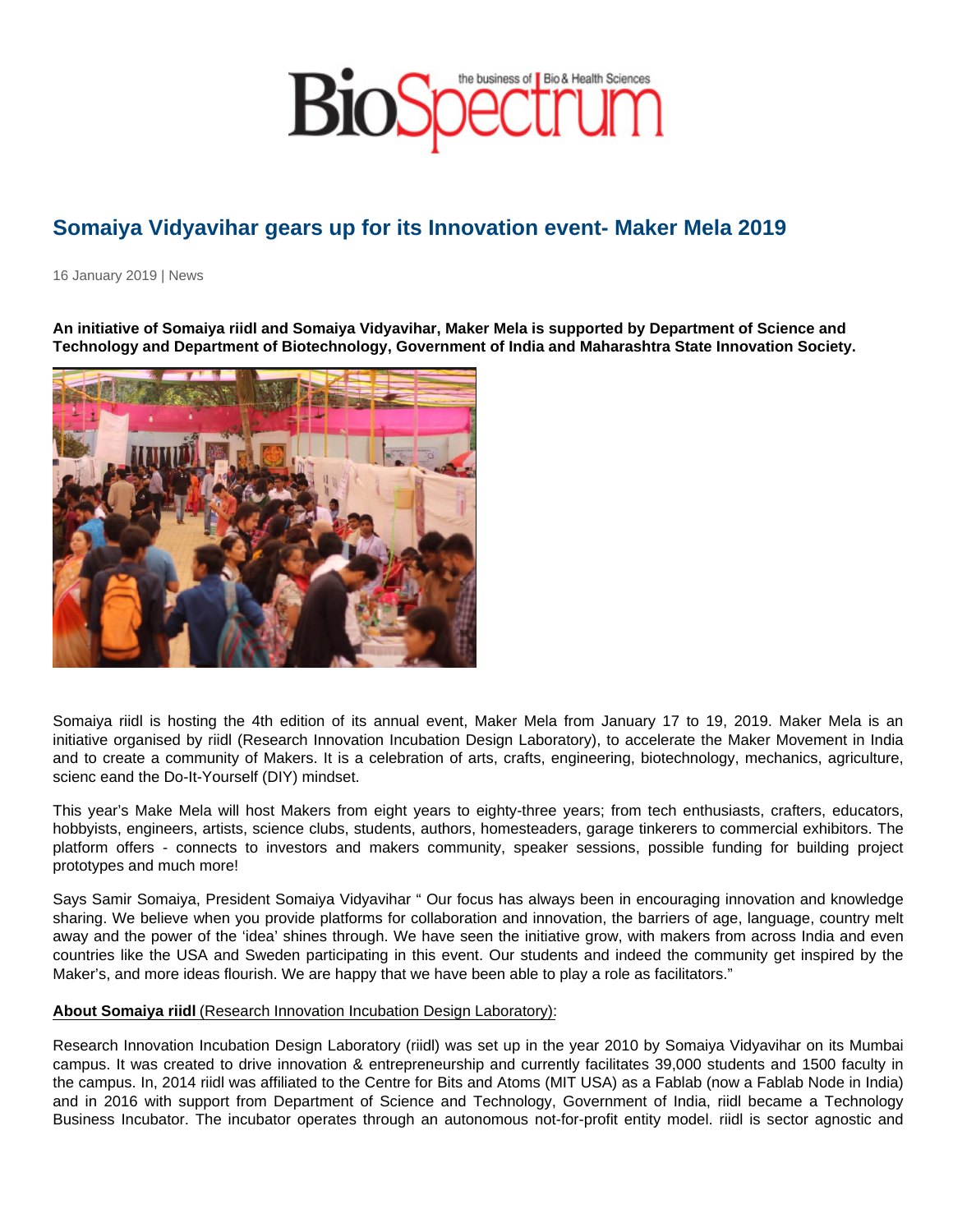# Somaiya Vidyavihar gears up for its Innovation event- Maker Mela 2019

16 January 2019 | News

**An initiative of Somaiya riidl and Somaiya Vidyavihar, Maker Mela is supported by Department of Science and Technology and Department of Biotechnology, Government of India and Maharashtra State Innovation Society.**

Somaiya riidl is hosting the 4th edition of its annual event, Maker Mela from January 17 to 19, 2019. Maker Mela is an initiative organised by riidl (Research Innovation Incubation Design Laboratory), to accelerate the Maker Movement in India and to create a community of Makers. It is a celebration of arts, crafts, engineering, biotechnology, mechanics, agriculture, scienc eand the Do-It-Yourself (DIY) mindset.

This year's Make Mela will host Makers from eight years to eighty-three years; from tech enthusiasts, crafters, educators, hobbyists, engineers, artists, science clubs, students, authors, homesteaders, garage tinkerers to commercial exhibitors. The platform offers - connects to investors and makers community, speaker sessions, possible funding for building project prototypes and much more!

Says Samir Somaiya, President Somaiya Vidyavihar " Our focus has always been in encouraging innovation and knowledge sharing. We believe when you provide platforms for collaboration and innovation, the barriers of age, language, country melt away and the power of the 'idea' shines through. We have seen the initiative grow, with makers from across India and even countries like the USA and Sweden participating in this event. Our students and indeed the community get inspired by the Maker's, and more ideas flourish. We are happy that we have been able to play a role as facilitators."

**About Somaiya riidl** (Research Innovation Incubation Design Laboratory):

Research Innovation Incubation Design Laboratory (riidl) was set up in the year 2010 by Somaiya Vidyavihar on its Mumbai campus. It was created to drive innovation & entrepreneurship and currently facilitates 39,000 students and 1500 faculty in the campus. In, 2014 riidl was affiliated to the Centre for Bits and Atoms (MIT USA) as a Fablab (now a Fablab Node in India) and in 2016 with support from Department of Science and Technology, Government of India, riidl became a Technology Business Incubator. The incubator operates through an autonomous not-for-profit entity model. riidl is sector agnostic and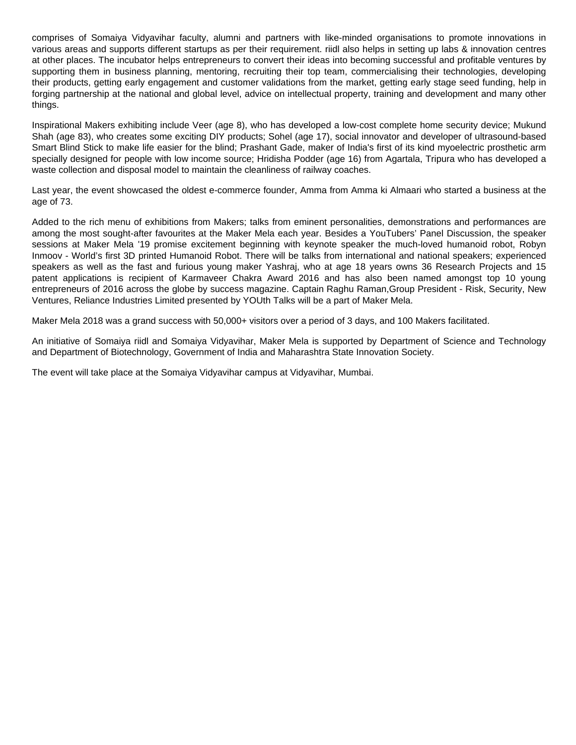comprises of Somaiya Vidyavihar faculty, alumni and partners with like-minded organisations to promote innovations in various areas and supports different startups as per their requirement. riidl also helps in setting up labs & innovation centres at other places. The incubator helps entrepreneurs to convert their ideas into becoming successful and profitable ventures by supporting them in business planning, mentoring, recruiting their top team, commercialising their technologies, developing their products, getting early engagement and customer validations from the market, getting early stage seed funding, help in forging partnership at the national and global level, advice on intellectual property, training and development and many other things.

Inspirational Makers exhibiting include Veer (age 8), who has developed a low-cost complete home security device; Mukund Shah (age 83), who creates some exciting DIY products; Sohel (age 17), social innovator and developer of ultrasound-based Smart Blind Stick to make life easier for the blind; Prashant Gade, maker of India's first of its kind myoelectric prosthetic arm specially designed for people with low income source; Hridisha Podder (age 16) from Agartala, Tripura who has developed a waste collection and disposal model to maintain the cleanliness of railway coaches.

Last year, the event showcased the oldest e-commerce founder, Amma from Amma ki Almaari who started a business at the age of 73.

Added to the rich menu of exhibitions from Makers; talks from eminent personalities, demonstrations and performances are among the most sought-after favourites at the Maker Mela each year. Besides a YouTubers' Panel Discussion, the speaker sessions at Maker Mela '19 promise excitement beginning with keynote speaker the much-loved humanoid robot, Robyn Inmoov - World's first 3D printed Humanoid Robot. There will be talks from international and national speakers; experienced speakers as well as the fast and furious young maker Yashraj, who at age 18 years owns 36 Research Projects and 15 patent applications is recipient of Karmaveer Chakra Award 2016 and has also been named amongst top 10 young entrepreneurs of 2016 across the globe by success magazine. Captain Raghu Raman,Group President - Risk, Security, New Ventures, Reliance Industries Limited presented by YOUth Talks will be a part of Maker Mela.

Maker Mela 2018 was a grand success with 50,000+ visitors over a period of 3 days, and 100 Makers facilitated.

An initiative of Somaiya riidl and Somaiya Vidyavihar, Maker Mela is supported by Department of Science and Technology and Department of Biotechnology, Government of India and Maharashtra State Innovation Society.

The event will take place at the Somaiya Vidyavihar campus at Vidyavihar, Mumbai.